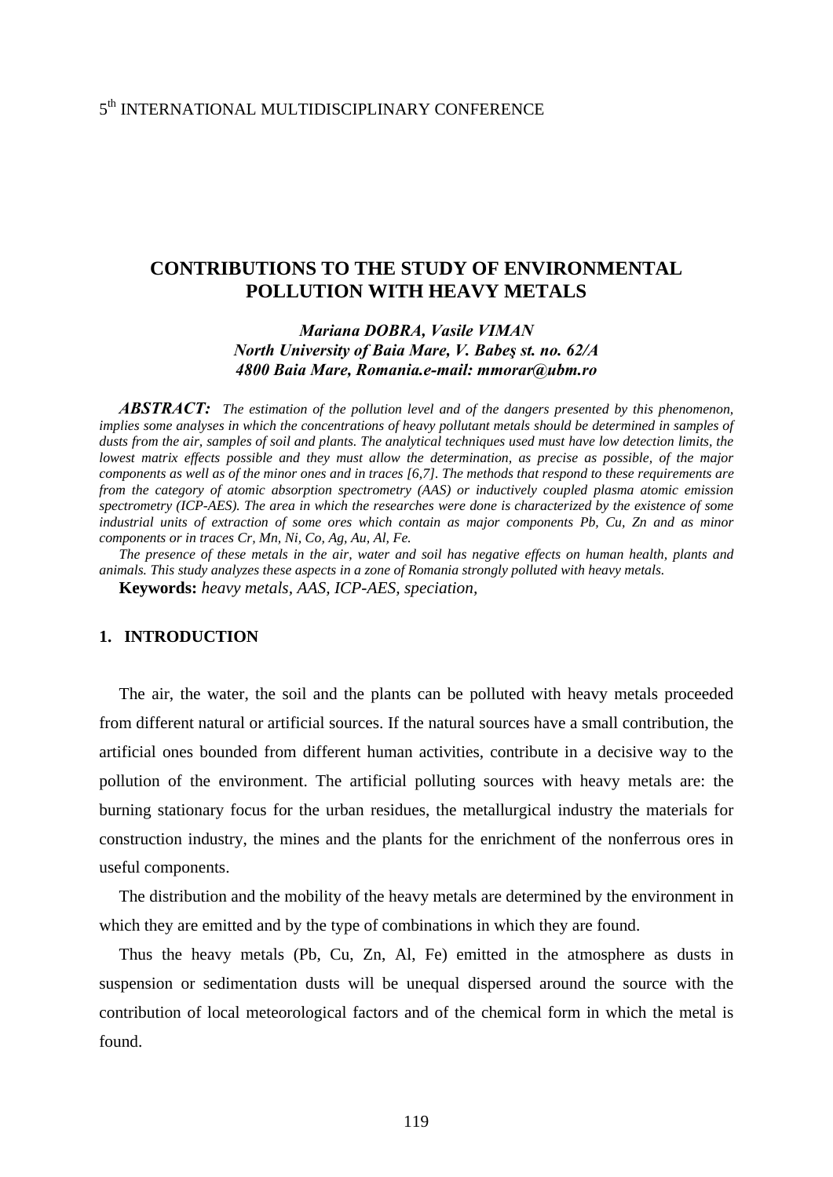# CONTRIBUTIONS TO THE STUDY OF ENVIRONMENTAL POLLUTION WITH HEAVY METALS

***Mariana DOBRA, Vasile VIMAN***
***North University of Baia Mare, V. Babeş st. no. 62/A***
***4800 Baia Mare, Romania.e-mail: mmorar@ubm.ro***

***ABSTRACT:*** *The estimation of the pollution level and of the dangers presented by this phenomenon, implies some analyses in which the concentrations of heavy pollutant metals should be determined in samples of dusts from the air, samples of soil and plants. The analytical techniques used must have low detection limits, the lowest matrix effects possible and they must allow the determination, as precise as possible, of the major components as well as of the minor ones and in traces [6,7]. The methods that respond to these requirements are from the category of atomic absorption spectrometry (AAS) or inductively coupled plasma atomic emission spectrometry (ICP-AES). The area in which the researches were done is characterized by the existence of some industrial units of extraction of some ores which contain as major components Pb, Cu, Zn and as minor components or in traces Cr, Mn, Ni, Co, Ag, Au, Al, Fe.*

*The presence of these metals in the air, water and soil has negative effects on human health, plants and animals. This study analyzes these aspects in a zone of Romania strongly polluted with heavy metals.*

**Keywords:** *heavy metals, AAS, ICP-AES, speciation,*

## 1. INTRODUCTION

The air, the water, the soil and the plants can be polluted with heavy metals proceeded from different natural or artificial sources. If the natural sources have a small contribution, the artificial ones bounded from different human activities, contribute in a decisive way to the pollution of the environment. The artificial polluting sources with heavy metals are: the burning stationary focus for the urban residues, the metallurgical industry the materials for construction industry, the mines and the plants for the enrichment of the nonferrous ores in useful components.

The distribution and the mobility of the heavy metals are determined by the environment in which they are emitted and by the type of combinations in which they are found.

Thus the heavy metals (Pb, Cu, Zn, Al, Fe) emitted in the atmosphere as dusts in suspension or sedimentation dusts will be unequal dispersed around the source with the contribution of local meteorological factors and of the chemical form in which the metal is found.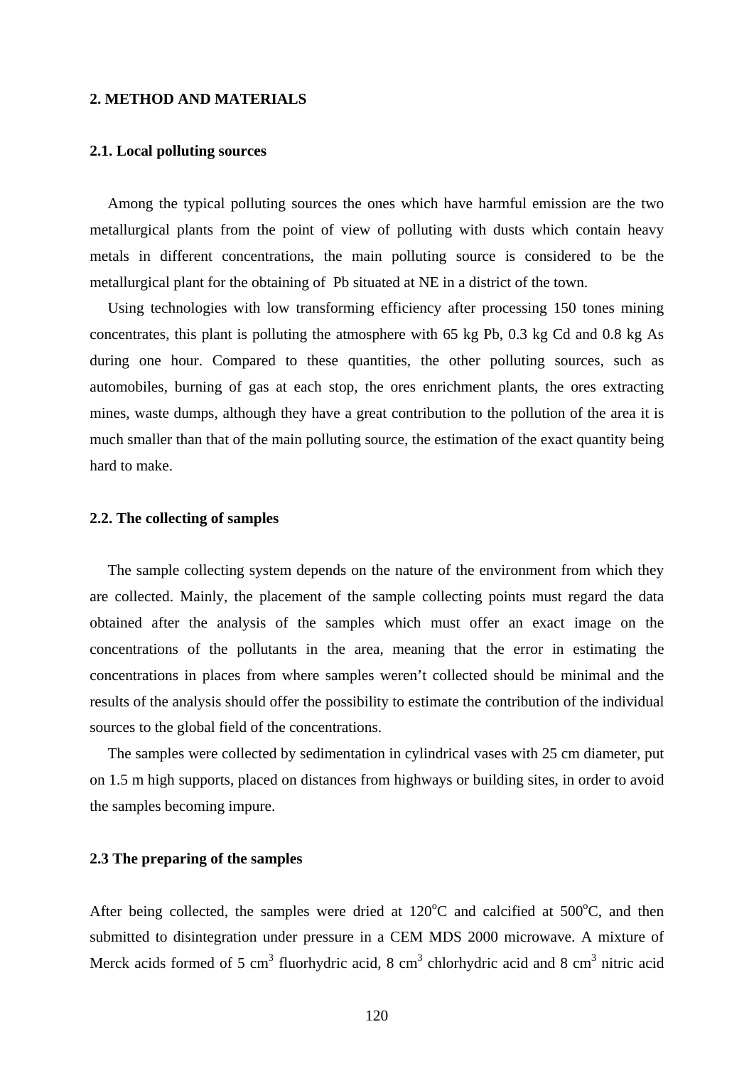## 2. METHOD AND MATERIALS

### 2.1. Local polluting sources

Among the typical polluting sources the ones which have harmful emission are the two metallurgical plants from the point of view of polluting with dusts which contain heavy metals in different concentrations, the main polluting source is considered to be the metallurgical plant for the obtaining of Pb situated at NE in a district of the town.

Using technologies with low transforming efficiency after processing 150 tones mining concentrates, this plant is polluting the atmosphere with 65 kg Pb, 0.3 kg Cd and 0.8 kg As during one hour. Compared to these quantities, the other polluting sources, such as automobiles, burning of gas at each stop, the ores enrichment plants, the ores extracting mines, waste dumps, although they have a great contribution to the pollution of the area it is much smaller than that of the main polluting source, the estimation of the exact quantity being hard to make.

### 2.2. The collecting of samples

The sample collecting system depends on the nature of the environment from which they are collected. Mainly, the placement of the sample collecting points must regard the data obtained after the analysis of the samples which must offer an exact image on the concentrations of the pollutants in the area, meaning that the error in estimating the concentrations in places from where samples weren't collected should be minimal and the results of the analysis should offer the possibility to estimate the contribution of the individual sources to the global field of the concentrations.

The samples were collected by sedimentation in cylindrical vases with 25 cm diameter, put on 1.5 m high supports, placed on distances from highways or building sites, in order to avoid the samples becoming impure.

### 2.3 The preparing of the samples

After being collected, the samples were dried at $120^oC$ and calcified at $500^oC$, and then submitted to disintegration under pressure in a CEM MDS 2000 microwave. A mixture of Merck acids formed of 5 $cm^3$ fluorhydric acid, 8 $cm^3$ chlorhydric acid and 8 $cm^3$ nitric acid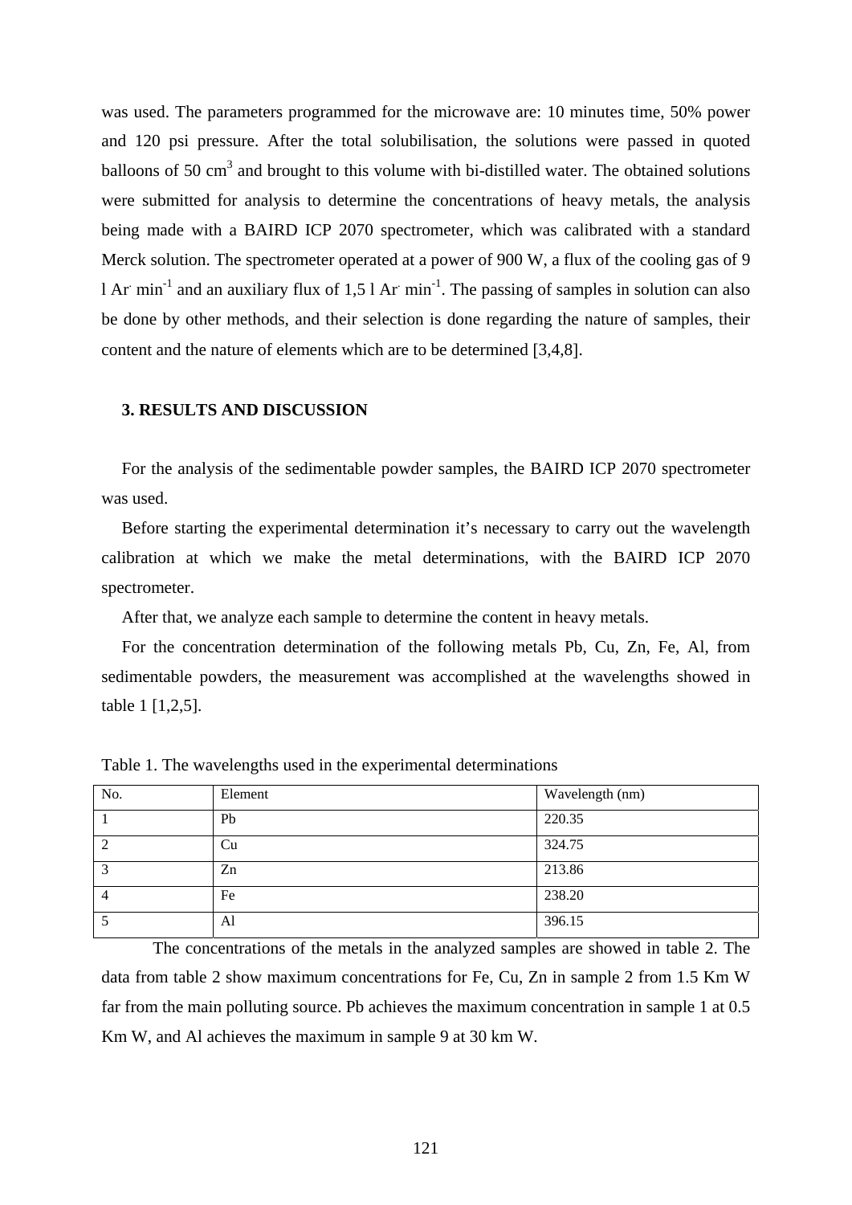was used. The parameters programmed for the microwave are: 10 minutes time, 50% power and 120 psi pressure. After the total solubilisation, the solutions were passed in quoted balloons of 50 $cm^3$ and brought to this volume with bi-distilled water. The obtained solutions were submitted for analysis to determine the concentrations of heavy metals, the analysis being made with a BAIRD ICP 2070 spectrometer, which was calibrated with a standard Merck solution. The spectrometer operated at a power of 900 W, a flux of the cooling gas of 9 $l\ Ar^{\cdot}\ min^{-1}$ and an auxiliary flux of 1,5 $l\ Ar^{\cdot}\ min^{-1}$. The passing of samples in solution can also be done by other methods, and their selection is done regarding the nature of samples, their content and the nature of elements which are to be determined [3,4,8].

## 3. RESULTS AND DISCUSSION

For the analysis of the sedimentable powder samples, the BAIRD ICP 2070 spectrometer was used.

Before starting the experimental determination it's necessary to carry out the wavelength calibration at which we make the metal determinations, with the BAIRD ICP 2070 spectrometer.

After that, we analyze each sample to determine the content in heavy metals.

For the concentration determination of the following metals Pb, Cu, Zn, Fe, Al, from sedimentable powders, the measurement was accomplished at the wavelengths showed in table 1 [1,2,5].

Table 1. The wavelengths used in the experimental determinations

| No. | Element | Wavelength (nm) |
|---|---|---|
| 1 | Pb | 220.35 |
| 2 | Cu | 324.75 |
| 3 | Zn | 213.86 |
| 4 | Fe | 238.20 |
| 5 | Al | 396.15 |

The concentrations of the metals in the analyzed samples are showed in table 2. The data from table 2 show maximum concentrations for Fe, Cu, Zn in sample 2 from 1.5 Km W far from the main polluting source. Pb achieves the maximum concentration in sample 1 at 0.5 Km W, and Al achieves the maximum in sample 9 at 30 km W.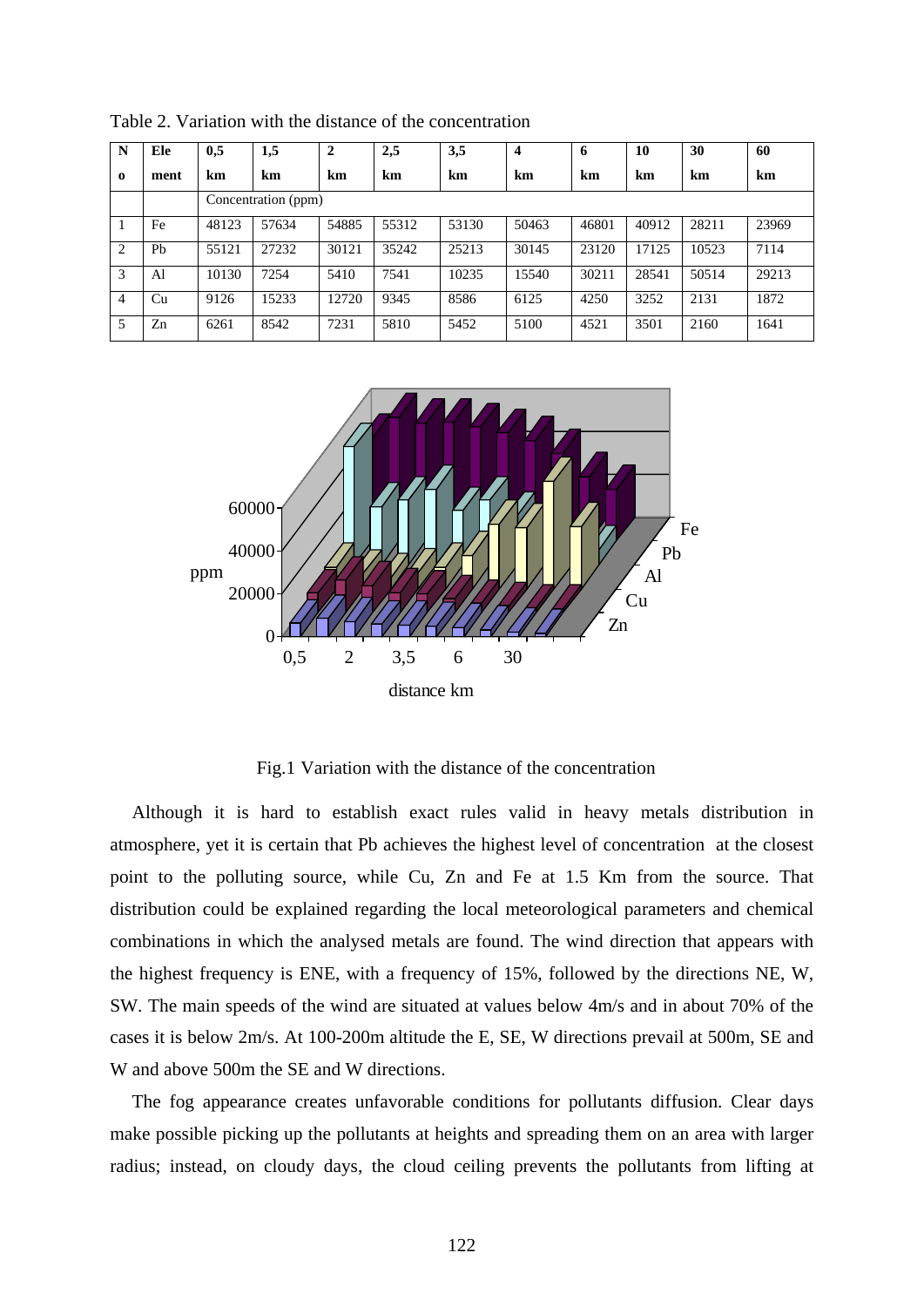Table 2. Variation with the distance of the concentration

| No | Element | 0,5 km | 1,5 km | 2 km | 2,5 km | 3,5 km | 4 km | 6 km | 10 km | 30 km | 60 km |
|---|---|---|---|---|---|---|---|---|---|---|---|
| | | Concentration (ppm) | | | | | | | | | |
| 1 | Fe | 48123 | 57634 | 54885 | 55312 | 53130 | 50463 | 46801 | 40912 | 28211 | 23969 |
| 2 | Pb | 55121 | 27232 | 30121 | 35242 | 25213 | 30145 | 23120 | 17125 | 10523 | 7114 |
| 3 | Al | 10130 | 7254 | 5410 | 7541 | 10235 | 15540 | 30211 | 28541 | 50514 | 29213 |
| 4 | Cu | 9126 | 15233 | 12720 | 9345 | 8586 | 6125 | 4250 | 3252 | 2131 | 1872 |
| 5 | Zn | 6261 | 8542 | 7231 | 5810 | 5452 | 5100 | 4521 | 3501 | 2160 | 1641 |

Fig.1 Variation with the distance of the concentration

Although it is hard to establish exact rules valid in heavy metals distribution in atmosphere, yet it is certain that Pb achieves the highest level of concentration at the closest point to the polluting source, while Cu, Zn and Fe at 1.5 Km from the source. That distribution could be explained regarding the local meteorological parameters and chemical combinations in which the analysed metals are found. The wind direction that appears with the highest frequency is ENE, with a frequency of 15%, followed by the directions NE, W, SW. The main speeds of the wind are situated at values below 4m/s and in about 70% of the cases it is below 2m/s. At 100-200m altitude the E, SE, W directions prevail at 500m, SE and W and above 500m the SE and W directions.

The fog appearance creates unfavorable conditions for pollutants diffusion. Clear days make possible picking up the pollutants at heights and spreading them on an area with larger radius; instead, on cloudy days, the cloud ceiling prevents the pollutants from lifting at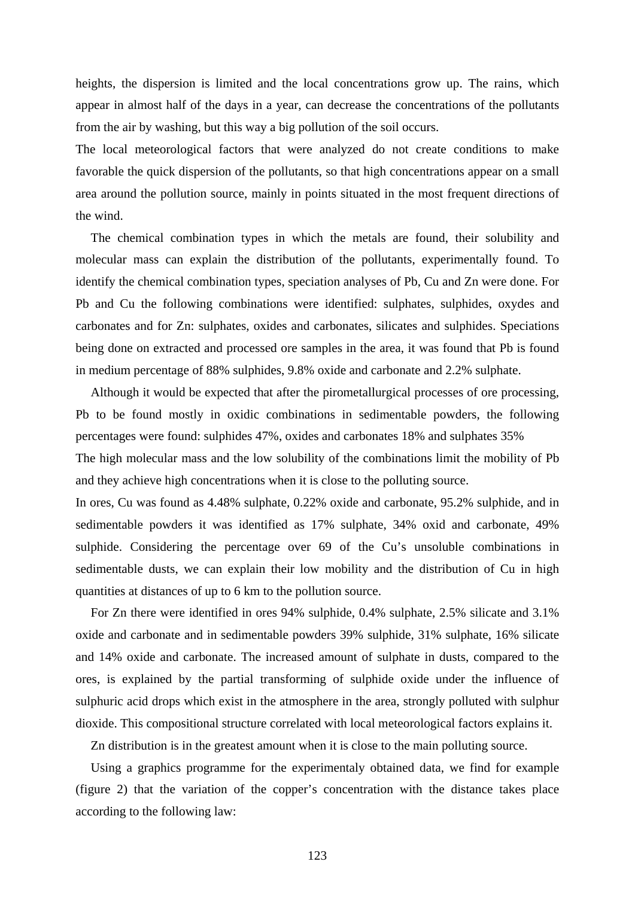heights, the dispersion is limited and the local concentrations grow up. The rains, which appear in almost half of the days in a year, can decrease the concentrations of the pollutants from the air by washing, but this way a big pollution of the soil occurs.

The local meteorological factors that were analyzed do not create conditions to make favorable the quick dispersion of the pollutants, so that high concentrations appear on a small area around the pollution source, mainly in points situated in the most frequent directions of the wind.

The chemical combination types in which the metals are found, their solubility and molecular mass can explain the distribution of the pollutants, experimentally found. To identify the chemical combination types, speciation analyses of Pb, Cu and Zn were done. For Pb and Cu the following combinations were identified: sulphates, sulphides, oxydes and carbonates and for Zn: sulphates, oxides and carbonates, silicates and sulphides. Speciations being done on extracted and processed ore samples in the area, it was found that Pb is found in medium percentage of 88% sulphides, 9.8% oxide and carbonate and 2.2% sulphate.

Although it would be expected that after the pirometallurgical processes of ore processing, Pb to be found mostly in oxidic combinations in sedimentable powders, the following percentages were found: sulphides 47%, oxides and carbonates 18% and sulphates 35%

The high molecular mass and the low solubility of the combinations limit the mobility of Pb and they achieve high concentrations when it is close to the polluting source.

In ores, Cu was found as 4.48% sulphate, 0.22% oxide and carbonate, 95.2% sulphide, and in sedimentable powders it was identified as 17% sulphate, 34% oxid and carbonate, 49% sulphide. Considering the percentage over 69 of the Cu's unsoluble combinations in sedimentable dusts, we can explain their low mobility and the distribution of Cu in high quantities at distances of up to 6 km to the pollution source.

For Zn there were identified in ores 94% sulphide, 0.4% sulphate, 2.5% silicate and 3.1% oxide and carbonate and in sedimentable powders 39% sulphide, 31% sulphate, 16% silicate and 14% oxide and carbonate. The increased amount of sulphate in dusts, compared to the ores, is explained by the partial transforming of sulphide oxide under the influence of sulphuric acid drops which exist in the atmosphere in the area, strongly polluted with sulphur dioxide. This compositional structure correlated with local meteorological factors explains it.

Zn distribution is in the greatest amount when it is close to the main polluting source.

Using a graphics programme for the experimentaly obtained data, we find for example (figure 2) that the variation of the copper's concentration with the distance takes place according to the following law: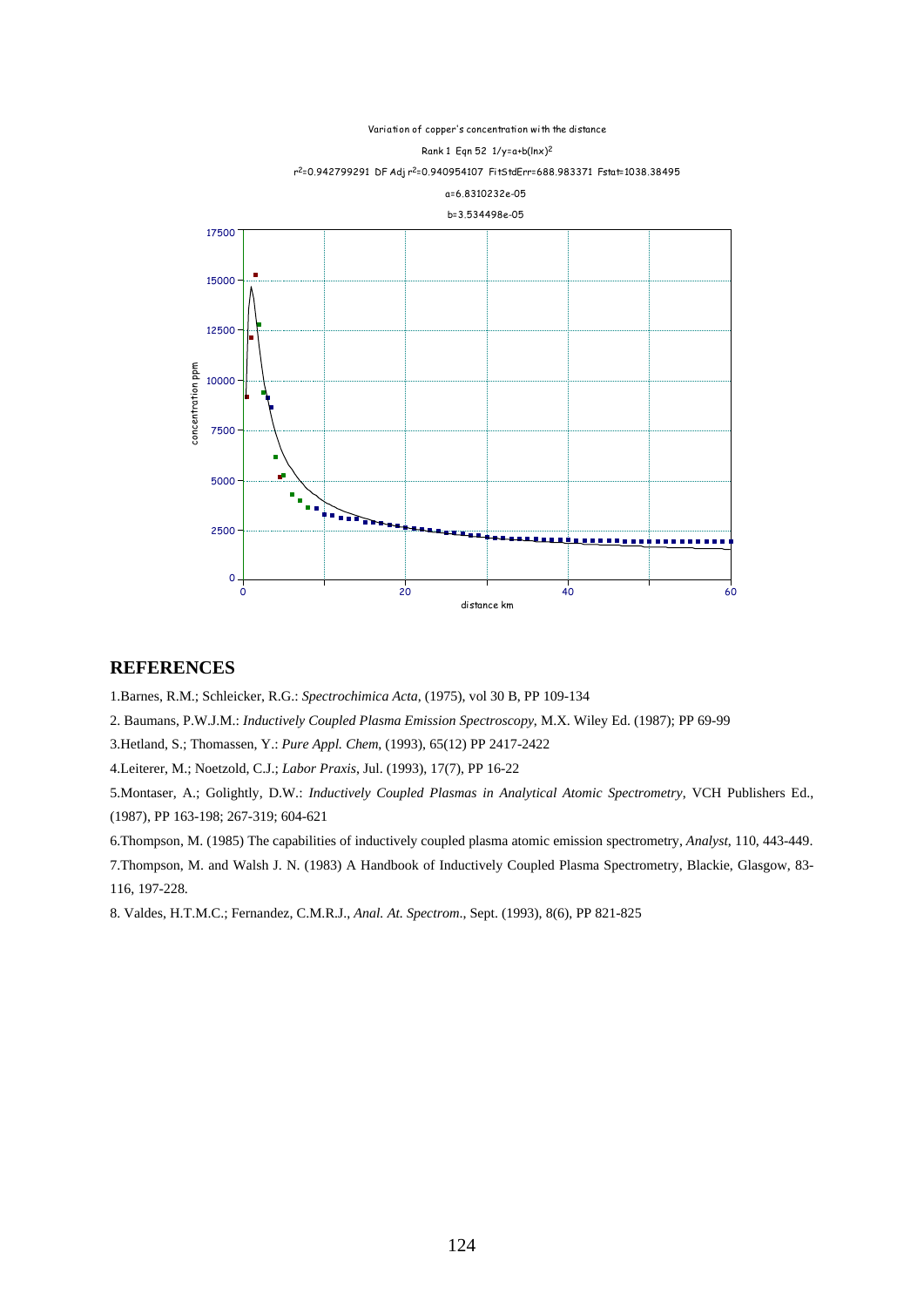Variation of copper's concentration with the distance

Rank 1 Eqn 52 $1/y=a+b(\ln x)^2$

$r^2$=0.942799291 DF Adj $r^2$=0.940954107 FitStdErr=688.983371 Fstat=1038.38495

a=6.8310232e-05

b=3.534498e-05

concentration ppm

17500
15000
12500
10000
7500
5000
2500
0

0
20
40
60

distance km

## REFERENCES

1.Barnes, R.M.; Schleicker, R.G.: *Spectrochimica Acta*, (1975), vol 30 B, PP 109-134

2. Baumans, P.W.J.M.: *Inductively Coupled Plasma Emission Spectroscopy*, M.X. Wiley Ed. (1987); PP 69-99

3.Hetland, S.; Thomassen, Y.: *Pure Appl. Chem*, (1993), 65(12) PP 2417-2422

4.Leiterer, M.; Noetzold, C.J.; *Labor Praxis*, Jul. (1993), 17(7), PP 16-22

5.Montaser, A.; Golightly, D.W.: *Inductively Coupled Plasmas in Analytical Atomic Spectrometry*, VCH Publishers Ed., (1987), PP 163-198; 267-319; 604-621

6.Thompson, M. (1985) The capabilities of inductively coupled plasma atomic emission spectrometry, *Analyst*, 110, 443-449.

7.Thompson, M. and Walsh J. N. (1983) A Handbook of Inductively Coupled Plasma Spectrometry, Blackie, Glasgow, 83-116, 197-228.

8. Valdes, H.T.M.C.; Fernandez, C.M.R.J., *Anal. At. Spectrom*., Sept. (1993), 8(6), PP 821-825